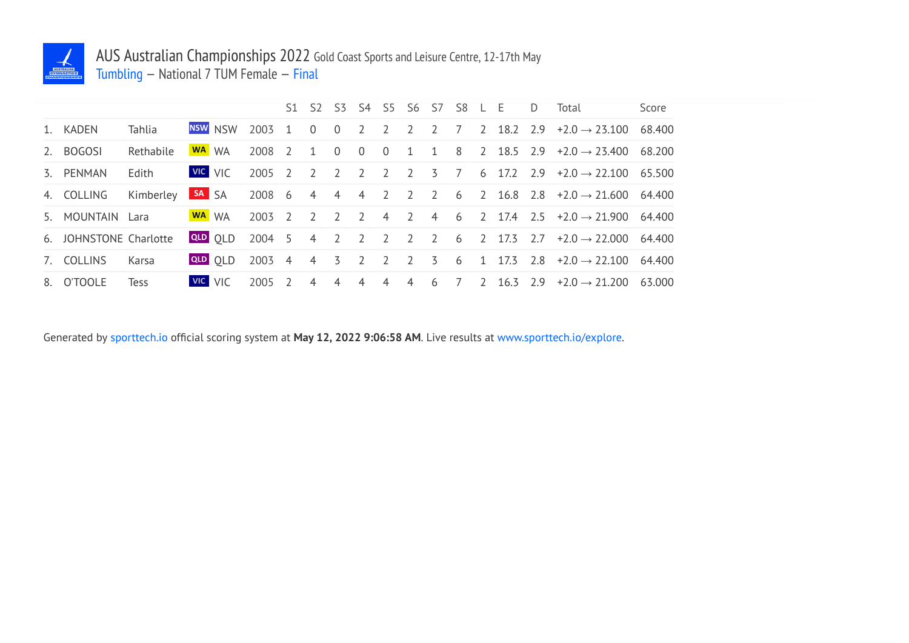# AUS Australian Championships 2022 Gold Coast Sports and Leisure Centre, 12-17th May

Tumbling – National 7 TUM Female – Final

| | | | | | | S1 | S2 | S3 | S4 | S5 | S6 | S7 | S8 | L | E | D | Total | Score |
|---|---|---|---|---|---|---|---|---|---|---|---|---|---|---|---|---|---|---|
| 1. | KADEN | Tahlia | NSW | NSW | 2003 | 1 | 0 | 0 | 2 | 2 | 2 | 2 | 7 | 2 | 18.2 | 2.9 | +2.0 → 23.100 | 68.400 |
| 2. | BOGOSI | Rethabile | WA | WA | 2008 | 2 | 1 | 0 | 0 | 0 | 1 | 1 | 8 | 2 | 18.5 | 2.9 | +2.0 → 23.400 | 68.200 |
| 3. | PENMAN | Edith | VIC | VIC | 2005 | 2 | 2 | 2 | 2 | 2 | 2 | 3 | 7 | 6 | 17.2 | 2.9 | +2.0 → 22.100 | 65.500 |
| 4. | COLLING | Kimberley | SA | SA | 2008 | 6 | 4 | 4 | 4 | 2 | 2 | 2 | 6 | 2 | 16.8 | 2.8 | +2.0 → 21.600 | 64.400 |
| 5. | MOUNTAIN | Lara | WA | WA | 2003 | 2 | 2 | 2 | 2 | 4 | 2 | 4 | 6 | 2 | 17.4 | 2.5 | +2.0 → 21.900 | 64.400 |
| 6. | JOHNSTONE | Charlotte | QLD | QLD | 2004 | 5 | 4 | 2 | 2 | 2 | 2 | 2 | 6 | 2 | 17.3 | 2.7 | +2.0 → 22.000 | 64.400 |
| 7. | COLLINS | Karsa | QLD | QLD | 2003 | 4 | 4 | 3 | 2 | 2 | 2 | 3 | 6 | 1 | 17.3 | 2.8 | +2.0 → 22.100 | 64.400 |
| 8. | O'TOOLE | Tess | VIC | VIC | 2005 | 2 | 4 | 4 | 4 | 4 | 4 | 6 | 7 | 2 | 16.3 | 2.9 | +2.0 → 21.200 | 63.000 |

Generated by sporttech.io official scoring system at **May 12, 2022 9:06:58 AM**. Live results at www.sporttech.io/explore.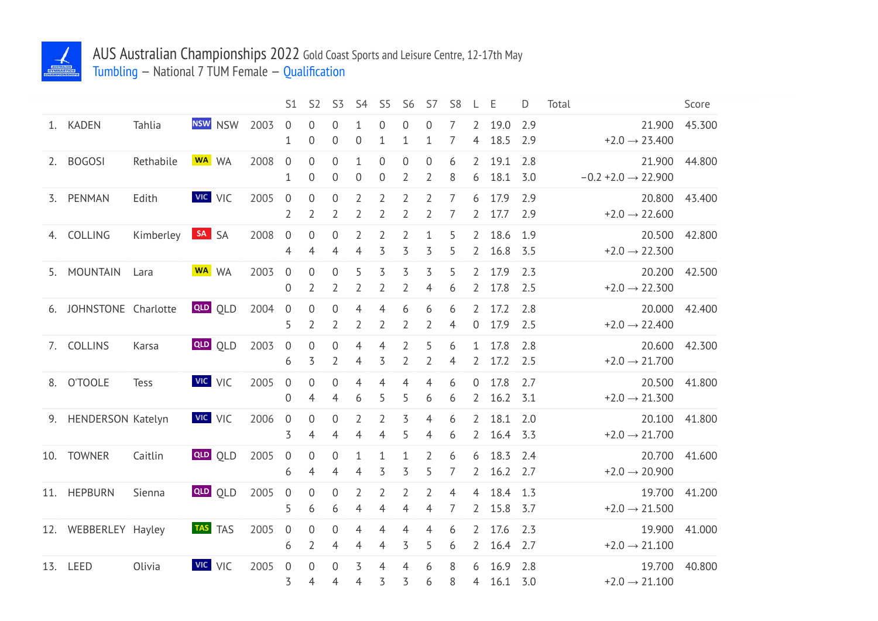# AUS Australian Championships 2022 Gold Coast Sports and Leisure Centre, 12-17th May

Tumbling – National 7 TUM Female – Qualification

| | | | | | S1 | S2 | S3 | S4 | S5 | S6 | S7 | S8 | L | E | D | Total | Score |
|---|---|---|---|---|---|---|---|---|---|---|---|---|---|---|---|---|---|
| 1. | KADEN | Tahlia | NSW NSW | 2003 | 0 | 0 | 0 | 1 | 0 | 0 | 0 | 7 | 2 | 19.0 | 2.9 | 21.900 | 45.300 |
| | | | | | 1 | 0 | 0 | 0 | 1 | 1 | 1 | 7 | 4 | 18.5 | 2.9 | +2.0 → 23.400 | |
| 2. | BOGOSI | Rethabile | WA WA | 2008 | 0 | 0 | 0 | 1 | 0 | 0 | 0 | 6 | 2 | 19.1 | 2.8 | 21.900 | 44.800 |
| | | | | | 1 | 0 | 0 | 0 | 0 | 2 | 2 | 8 | 6 | 18.1 | 3.0 | −0.2 +2.0 → 22.900 | |
| 3. | PENMAN | Edith | VIC VIC | 2005 | 0 | 0 | 0 | 2 | 2 | 2 | 2 | 7 | 6 | 17.9 | 2.9 | 20.800 | 43.400 |
| | | | | | 2 | 2 | 2 | 2 | 2 | 2 | 2 | 7 | 2 | 17.7 | 2.9 | +2.0 → 22.600 | |
| 4. | COLLING | Kimberley | SA SA | 2008 | 0 | 0 | 0 | 2 | 2 | 2 | 1 | 5 | 2 | 18.6 | 1.9 | 20.500 | 42.800 |
| | | | | | 4 | 4 | 4 | 4 | 3 | 3 | 3 | 5 | 2 | 16.8 | 3.5 | +2.0 → 22.300 | |
| 5. | MOUNTAIN | Lara | WA WA | 2003 | 0 | 0 | 0 | 5 | 3 | 3 | 3 | 5 | 2 | 17.9 | 2.3 | 20.200 | 42.500 |
| | | | | | 0 | 2 | 2 | 2 | 2 | 2 | 4 | 6 | 2 | 17.8 | 2.5 | +2.0 → 22.300 | |
| 6. | JOHNSTONE | Charlotte | QLD QLD | 2004 | 0 | 0 | 0 | 4 | 4 | 6 | 6 | 6 | 2 | 17.2 | 2.8 | 20.000 | 42.400 |
| | | | | | 5 | 2 | 2 | 2 | 2 | 2 | 2 | 4 | 0 | 17.9 | 2.5 | +2.0 → 22.400 | |
| 7. | COLLINS | Karsa | QLD QLD | 2003 | 0 | 0 | 0 | 4 | 4 | 2 | 5 | 6 | 1 | 17.8 | 2.8 | 20.600 | 42.300 |
| | | | | | 6 | 3 | 2 | 4 | 3 | 2 | 2 | 4 | 2 | 17.2 | 2.5 | +2.0 → 21.700 | |
| 8. | O'TOOLE | Tess | VIC VIC | 2005 | 0 | 0 | 0 | 4 | 4 | 4 | 4 | 6 | 0 | 17.8 | 2.7 | 20.500 | 41.800 |
| | | | | | 0 | 4 | 4 | 6 | 5 | 5 | 6 | 6 | 2 | 16.2 | 3.1 | +2.0 → 21.300 | |
| 9. | HENDERSON | Katelyn | VIC VIC | 2006 | 0 | 0 | 0 | 2 | 2 | 3 | 4 | 6 | 2 | 18.1 | 2.0 | 20.100 | 41.800 |
| | | | | | 3 | 4 | 4 | 4 | 4 | 5 | 4 | 6 | 2 | 16.4 | 3.3 | +2.0 → 21.700 | |
| 10. | TOWNER | Caitlin | QLD QLD | 2005 | 0 | 0 | 0 | 1 | 1 | 1 | 2 | 6 | 6 | 18.3 | 2.4 | 20.700 | 41.600 |
| | | | | | 6 | 4 | 4 | 4 | 3 | 3 | 5 | 7 | 2 | 16.2 | 2.7 | +2.0 → 20.900 | |
| 11. | HEPBURN | Sienna | QLD QLD | 2005 | 0 | 0 | 0 | 2 | 2 | 2 | 2 | 4 | 4 | 18.4 | 1.3 | 19.700 | 41.200 |
| | | | | | 5 | 6 | 6 | 4 | 4 | 4 | 4 | 7 | 2 | 15.8 | 3.7 | +2.0 → 21.500 | |
| 12. | WEBBERLEY | Hayley | TAS TAS | 2005 | 0 | 0 | 0 | 4 | 4 | 4 | 4 | 6 | 2 | 17.6 | 2.3 | 19.900 | 41.000 |
| | | | | | 6 | 2 | 4 | 4 | 4 | 3 | 5 | 6 | 2 | 16.4 | 2.7 | +2.0 → 21.100 | |
| 13. | LEED | Olivia | VIC VIC | 2005 | 0 | 0 | 0 | 3 | 4 | 4 | 6 | 8 | 6 | 16.9 | 2.8 | 19.700 | 40.800 |
| | | | | | 3 | 4 | 4 | 4 | 3 | 3 | 6 | 8 | 4 | 16.1 | 3.0 | +2.0 → 21.100 | |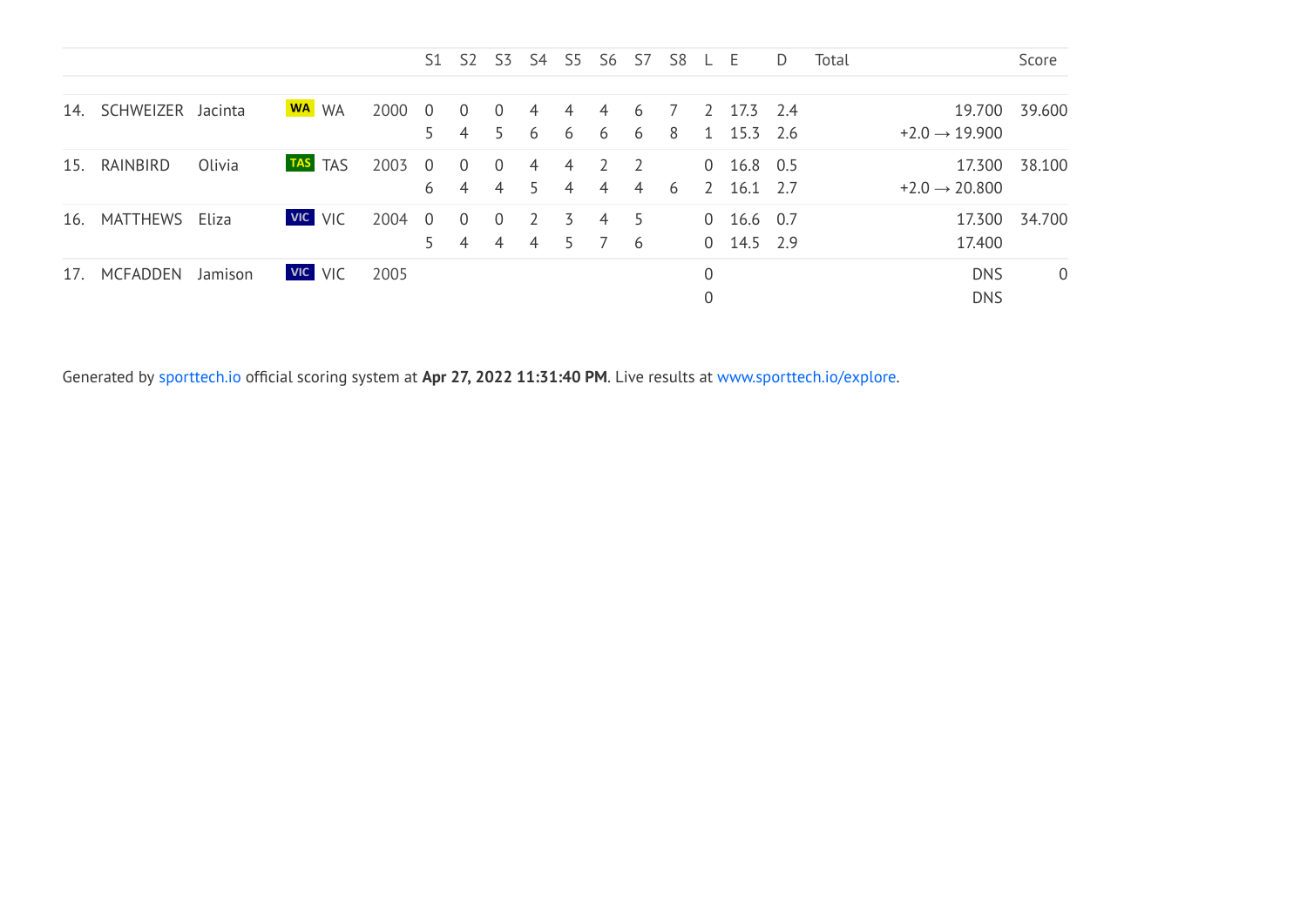| | | | | | S1 | S2 | S3 | S4 | S5 | S6 | S7 | S8 | L | E | D | Total | Score |
|---|---|---|---|---|---|---|---|---|---|---|---|---|---|---|---|---|---|
| 14. | SCHWEIZER | Jacinta | WA | 2000 | 0 | 0 | 0 | 4 | 4 | 4 | 6 | 7 | 2 | 17.3 | 2.4 | 19.700 | 39.600 |
| | | | | | 5 | 4 | 5 | 6 | 6 | 6 | 6 | 8 | 1 | 15.3 | 2.6 | +2.0 → 19.900 | |
| 15. | RAINBIRD | Olivia | TAS | 2003 | 0 | 0 | 0 | 4 | 4 | 2 | 2 | | 0 | 16.8 | 0.5 | 17.300 | 38.100 |
| | | | | | 6 | 4 | 4 | 5 | 4 | 4 | 4 | 6 | 2 | 16.1 | 2.7 | +2.0 → 20.800 | |
| 16. | MATTHEWS | Eliza | VIC | 2004 | 0 | 0 | 0 | 2 | 3 | 4 | 5 | | 0 | 16.6 | 0.7 | 17.300 | 34.700 |
| | | | | | 5 | 4 | 4 | 4 | 5 | 7 | 6 | | 0 | 14.5 | 2.9 | 17.400 | |
| 17. | MCFADDEN | Jamison | VIC | 2005 | | | | | | | | | 0 | | | DNS | 0 |
| | | | | | | | | | | | | | 0 | | | DNS | |

Generated by sporttech.io official scoring system at **Apr 27, 2022 11:31:40 PM**. Live results at www.sporttech.io/explore.